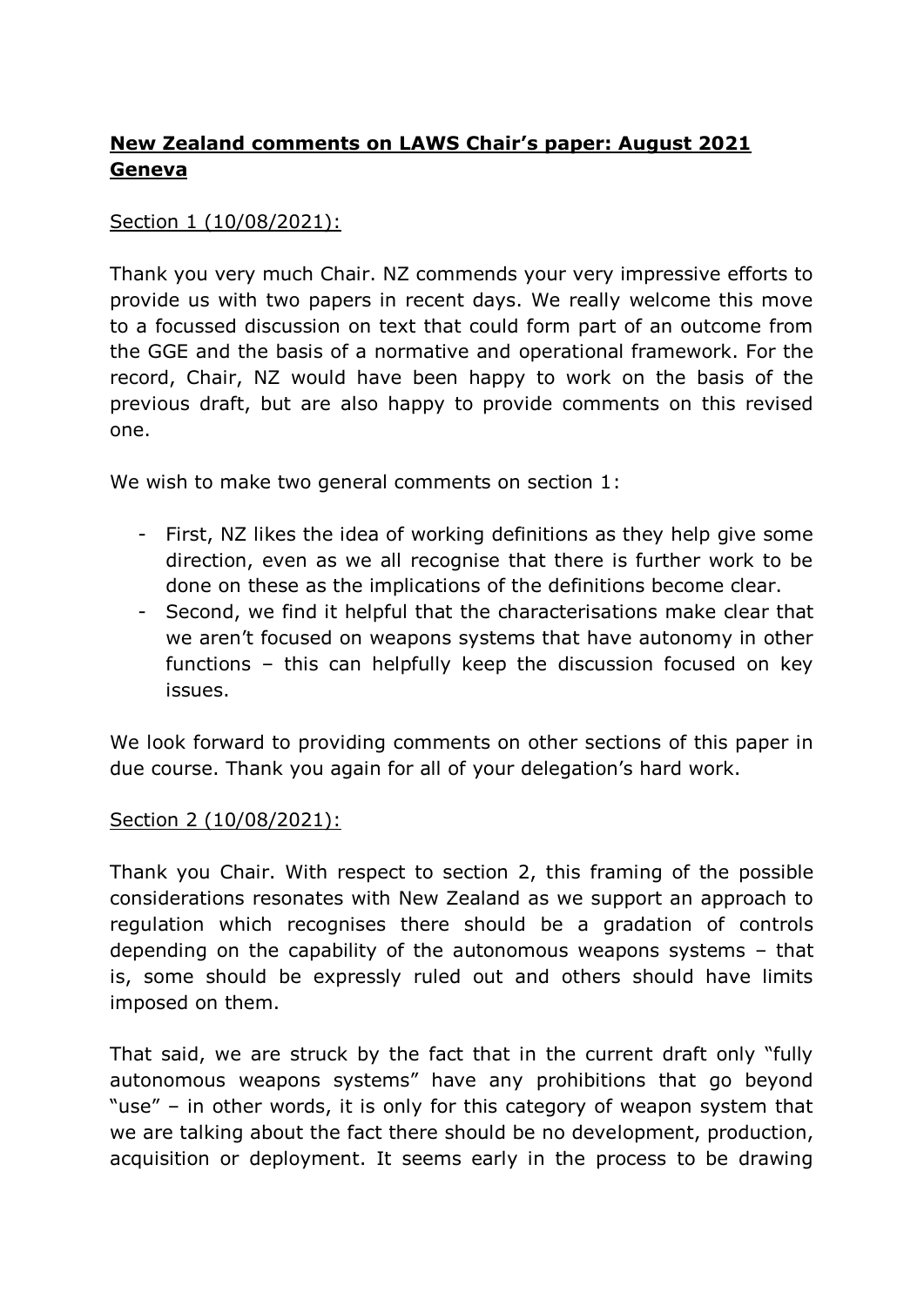# **New Zealand comments on LAWS Chair's paper: August 2021 Geneva**

Section 1 (10/08/2021):

Thank you very much Chair. NZ commends your very impressive efforts to provide us with two papers in recent days. We really welcome this move to a focussed discussion on text that could form part of an outcome from the GGE and the basis of a normative and operational framework. For the record, Chair, NZ would have been happy to work on the basis of the previous draft, but are also happy to provide comments on this revised one.

We wish to make two general comments on section 1:

- First, NZ likes the idea of working definitions as they help give some direction, even as we all recognise that there is further work to be done on these as the implications of the definitions become clear.
- Second, we find it helpful that the characterisations make clear that we aren't focused on weapons systems that have autonomy in other functions – this can helpfully keep the discussion focused on key issues.

We look forward to providing comments on other sections of this paper in due course. Thank you again for all of your delegation's hard work.

Section 2 (10/08/2021):

Thank you Chair. With respect to section 2, this framing of the possible considerations resonates with New Zealand as we support an approach to regulation which recognises there should be a gradation of controls depending on the capability of the autonomous weapons systems – that is, some should be expressly ruled out and others should have limits imposed on them.

That said, we are struck by the fact that in the current draft only "fully autonomous weapons systems" have any prohibitions that go beyond "use" – in other words, it is only for this category of weapon system that we are talking about the fact there should be no development, production, acquisition or deployment. It seems early in the process to be drawing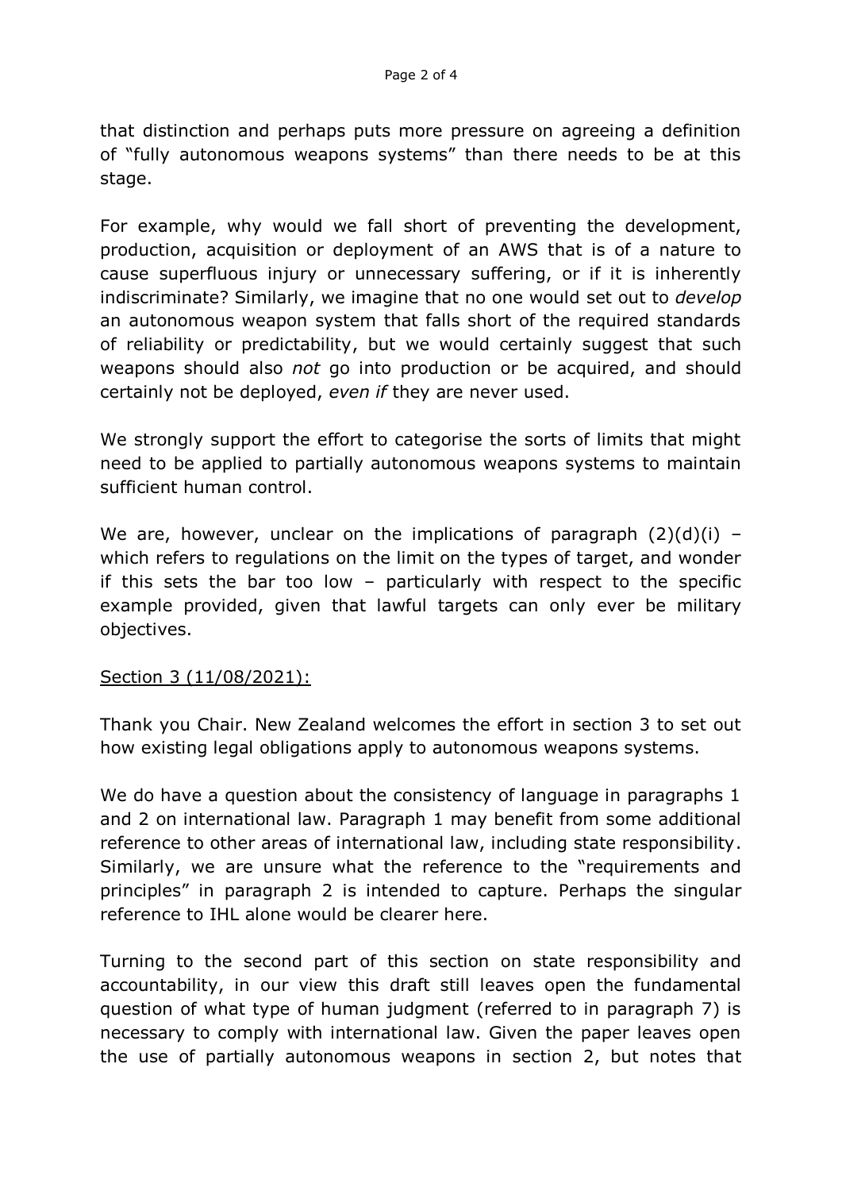that distinction and perhaps puts more pressure on agreeing a definition of "fully autonomous weapons systems" than there needs to be at this stage.

For example, why would we fall short of preventing the development, production, acquisition or deployment of an AWS that is of a nature to cause superfluous injury or unnecessary suffering, or if it is inherently indiscriminate? Similarly, we imagine that no one would set out to *develop* an autonomous weapon system that falls short of the required standards of reliability or predictability, but we would certainly suggest that such weapons should also *not* go into production or be acquired, and should certainly not be deployed, *even if* they are never used.

We strongly support the effort to categorise the sorts of limits that might need to be applied to partially autonomous weapons systems to maintain sufficient human control.

We are, however, unclear on the implications of paragraph (2)(d)(i) – which refers to regulations on the limit on the types of target, and wonder if this sets the bar too low – particularly with respect to the specific example provided, given that lawful targets can only ever be military objectives.

<u>Section 3 (11/08/2021):</u>

Thank you Chair. New Zealand welcomes the effort in section 3 to set out how existing legal obligations apply to autonomous weapons systems.

We do have a question about the consistency of language in paragraphs 1 and 2 on international law. Paragraph 1 may benefit from some additional reference to other areas of international law, including state responsibility. Similarly, we are unsure what the reference to the "requirements and principles" in paragraph 2 is intended to capture. Perhaps the singular reference to IHL alone would be clearer here.

Turning to the second part of this section on state responsibility and accountability, in our view this draft still leaves open the fundamental question of what type of human judgment (referred to in paragraph 7) is necessary to comply with international law. Given the paper leaves open the use of partially autonomous weapons in section 2, but notes that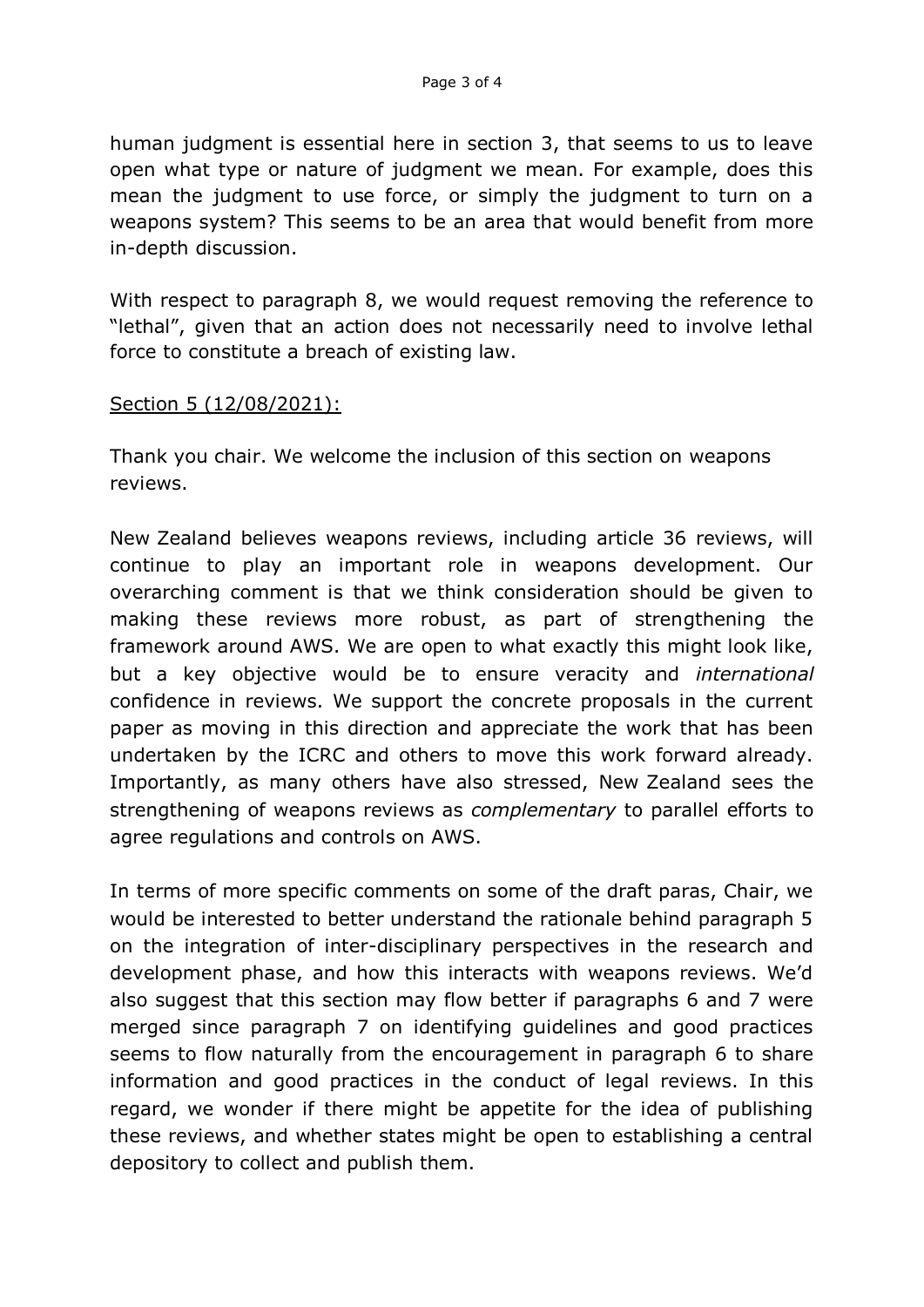human judgment is essential here in section 3, that seems to us to leave open what type or nature of judgment we mean. For example, does this mean the judgment to use force, or simply the judgment to turn on a weapons system? This seems to be an area that would benefit from more in-depth discussion.

With respect to paragraph 8, we would request removing the reference to "lethal", given that an action does not necessarily need to involve lethal force to constitute a breach of existing law.

Section 5 (12/08/2021):

Thank you chair. We welcome the inclusion of this section on weapons reviews.

New Zealand believes weapons reviews, including article 36 reviews, will continue to play an important role in weapons development. Our overarching comment is that we think consideration should be given to making these reviews more robust, as part of strengthening the framework around AWS. We are open to what exactly this might look like, but a key objective would be to ensure veracity and *international* confidence in reviews. We support the concrete proposals in the current paper as moving in this direction and appreciate the work that has been undertaken by the ICRC and others to move this work forward already. Importantly, as many others have also stressed, New Zealand sees the strengthening of weapons reviews as *complementary* to parallel efforts to agree regulations and controls on AWS.

In terms of more specific comments on some of the draft paras, Chair, we would be interested to better understand the rationale behind paragraph 5 on the integration of inter-disciplinary perspectives in the research and development phase, and how this interacts with weapons reviews. We'd also suggest that this section may flow better if paragraphs 6 and 7 were merged since paragraph 7 on identifying guidelines and good practices seems to flow naturally from the encouragement in paragraph 6 to share information and good practices in the conduct of legal reviews. In this regard, we wonder if there might be appetite for the idea of publishing these reviews, and whether states might be open to establishing a central depository to collect and publish them.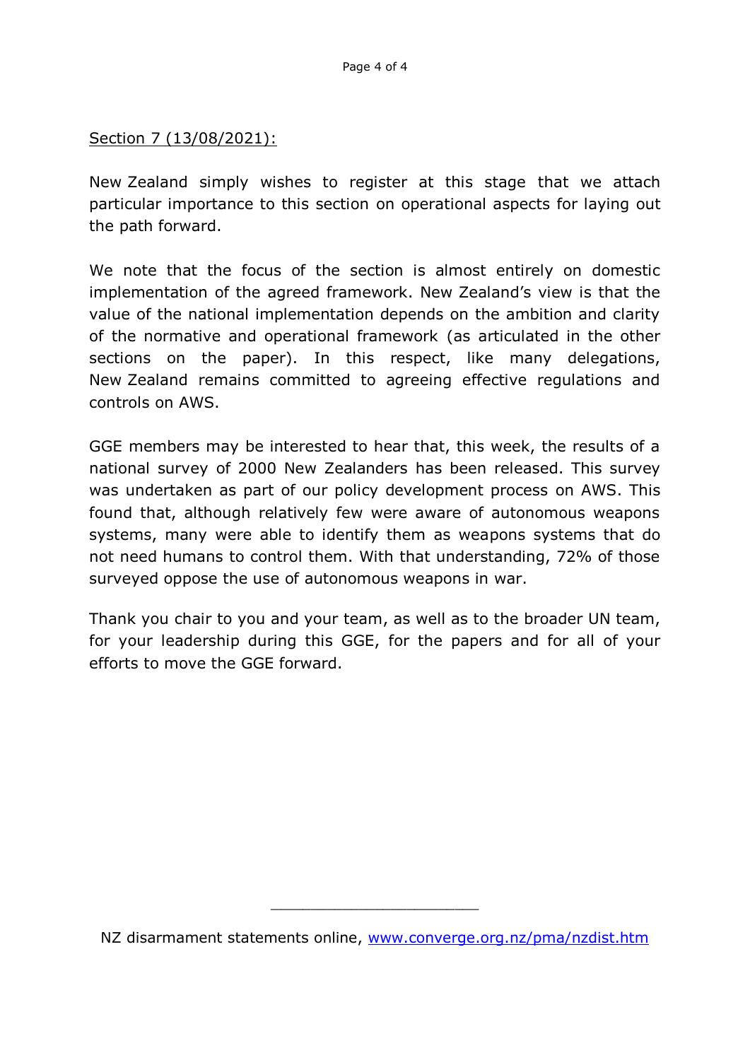Section 7 (13/08/2021):

New Zealand simply wishes to register at this stage that we attach particular importance to this section on operational aspects for laying out the path forward.

We note that the focus of the section is almost entirely on domestic implementation of the agreed framework. New Zealand's view is that the value of the national implementation depends on the ambition and clarity of the normative and operational framework (as articulated in the other sections on the paper). In this respect, like many delegations, New Zealand remains committed to agreeing effective regulations and controls on AWS.

GGE members may be interested to hear that, this week, the results of a national survey of 2000 New Zealanders has been released. This survey was undertaken as part of our policy development process on AWS. This found that, although relatively few were aware of autonomous weapons systems, many were able to identify them as weapons systems that do not need humans to control them. With that understanding, 72% of those surveyed oppose the use of autonomous weapons in war.

Thank you chair to you and your team, as well as to the broader UN team, for your leadership during this GGE, for the papers and for all of your efforts to move the GGE forward.

---

NZ disarmament statements online, [www.converge.org.nz/pma/nzdist.htm](http://www.converge.org.nz/pma/nzdist.htm)